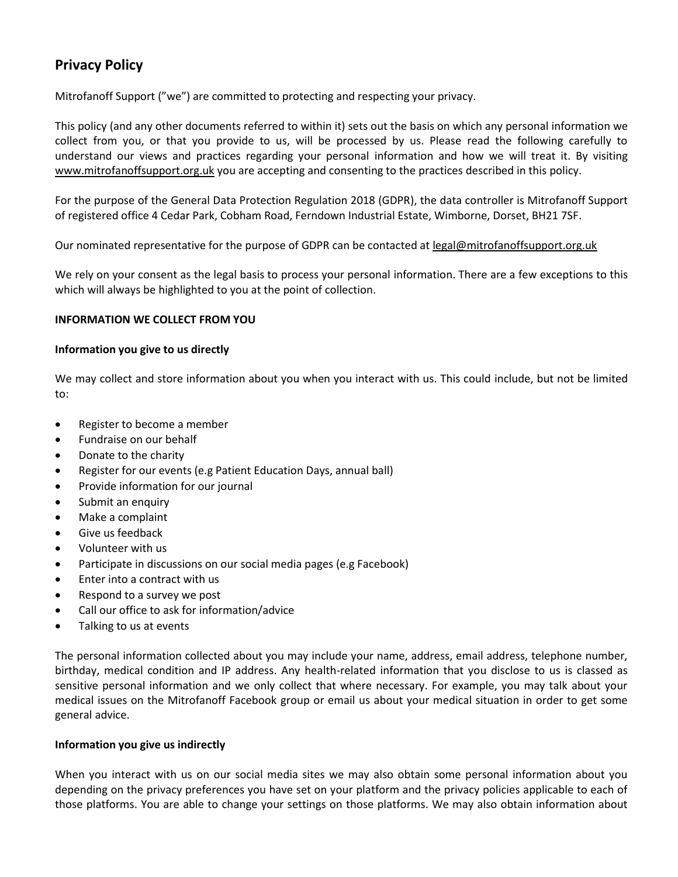# Privacy Policy

Mitrofanoff Support (”we”) are committed to protecting and respecting your privacy.

This policy (and any other documents referred to within it) sets out the basis on which any personal information we collect from you, or that you provide to us, will be processed by us. Please read the following carefully to understand our views and practices regarding your personal information and how we will treat it. By visiting www.mitrofanoffsupport.org.uk you are accepting and consenting to the practices described in this policy.

For the purpose of the General Data Protection Regulation 2018 (GDPR), the data controller is Mitrofanoff Support of registered office 4 Cedar Park, Cobham Road, Ferndown Industrial Estate, Wimborne, Dorset, BH21 7SF.

Our nominated representative for the purpose of GDPR can be contacted at legal@mitrofanoffsupport.org.uk

We rely on your consent as the legal basis to process your personal information. There are a few exceptions to this which will always be highlighted to you at the point of collection.

**INFORMATION WE COLLECT FROM YOU**

**Information you give to us directly**

We may collect and store information about you when you interact with us. This could include, but not be limited to:

- Register to become a member
- Fundraise on our behalf
- Donate to the charity
- Register for our events (e.g Patient Education Days, annual ball)
- Provide information for our journal
- Submit an enquiry
- Make a complaint
- Give us feedback
- Volunteer with us
- Participate in discussions on our social media pages (e.g Facebook)
- Enter into a contract with us
- Respond to a survey we post
- Call our office to ask for information/advice
- Talking to us at events

The personal information collected about you may include your name, address, email address, telephone number, birthday, medical condition and IP address. Any health-related information that you disclose to us is classed as sensitive personal information and we only collect that where necessary. For example, you may talk about your medical issues on the Mitrofanoff Facebook group or email us about your medical situation in order to get some general advice.

**Information you give us indirectly**

When you interact with us on our social media sites we may also obtain some personal information about you depending on the privacy preferences you have set on your platform and the privacy policies applicable to each of those platforms. You are able to change your settings on those platforms. We may also obtain information about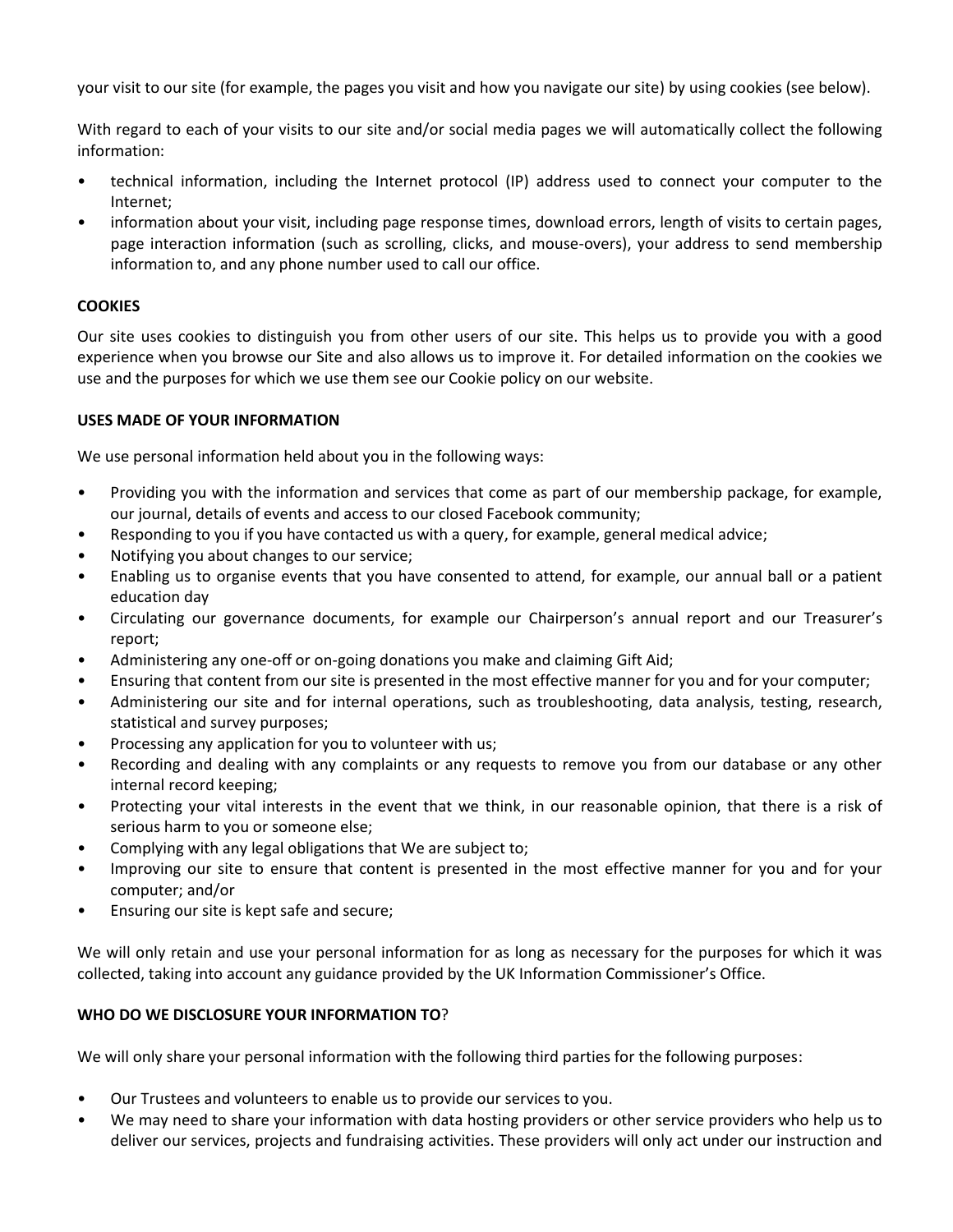your visit to our site (for example, the pages you visit and how you navigate our site) by using cookies (see below).

With regard to each of your visits to our site and/or social media pages we will automatically collect the following information:

- technical information, including the Internet protocol (IP) address used to connect your computer to the Internet;
- information about your visit, including page response times, download errors, length of visits to certain pages, page interaction information (such as scrolling, clicks, and mouse-overs), your address to send membership information to, and any phone number used to call our office.

**COOKIES**

Our site uses cookies to distinguish you from other users of our site. This helps us to provide you with a good experience when you browse our Site and also allows us to improve it. For detailed information on the cookies we use and the purposes for which we use them see our Cookie policy on our website.

**USES MADE OF YOUR INFORMATION**

We use personal information held about you in the following ways:

- Providing you with the information and services that come as part of our membership package, for example, our journal, details of events and access to our closed Facebook community;
- Responding to you if you have contacted us with a query, for example, general medical advice;
- Notifying you about changes to our service;
- Enabling us to organise events that you have consented to attend, for example, our annual ball or a patient education day
- Circulating our governance documents, for example our Chairperson's annual report and our Treasurer's report;
- Administering any one-off or on-going donations you make and claiming Gift Aid;
- Ensuring that content from our site is presented in the most effective manner for you and for your computer;
- Administering our site and for internal operations, such as troubleshooting, data analysis, testing, research, statistical and survey purposes;
- Processing any application for you to volunteer with us;
- Recording and dealing with any complaints or any requests to remove you from our database or any other internal record keeping;
- Protecting your vital interests in the event that we think, in our reasonable opinion, that there is a risk of serious harm to you or someone else;
- Complying with any legal obligations that We are subject to;
- Improving our site to ensure that content is presented in the most effective manner for you and for your computer; and/or
- Ensuring our site is kept safe and secure;

We will only retain and use your personal information for as long as necessary for the purposes for which it was collected, taking into account any guidance provided by the UK Information Commissioner's Office.

**WHO DO WE DISCLOSURE YOUR INFORMATION TO**?

We will only share your personal information with the following third parties for the following purposes:

- Our Trustees and volunteers to enable us to provide our services to you.
- We may need to share your information with data hosting providers or other service providers who help us to deliver our services, projects and fundraising activities. These providers will only act under our instruction and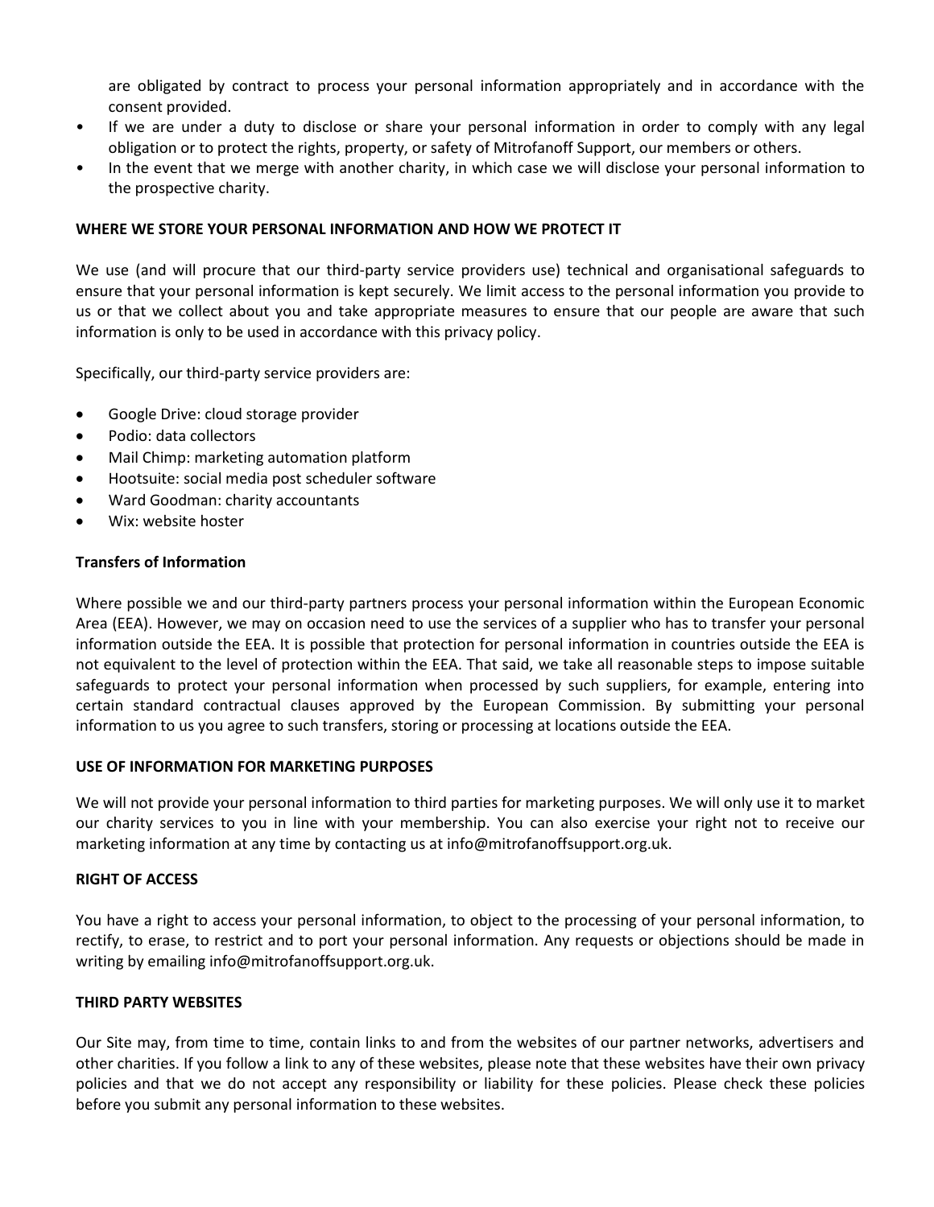are obligated by contract to process your personal information appropriately and in accordance with the consent provided.

- If we are under a duty to disclose or share your personal information in order to comply with any legal obligation or to protect the rights, property, or safety of Mitrofanoff Support, our members or others.
- In the event that we merge with another charity, in which case we will disclose your personal information to the prospective charity.

**WHERE WE STORE YOUR PERSONAL INFORMATION AND HOW WE PROTECT IT**

We use (and will procure that our third-party service providers use) technical and organisational safeguards to ensure that your personal information is kept securely. We limit access to the personal information you provide to us or that we collect about you and take appropriate measures to ensure that our people are aware that such information is only to be used in accordance with this privacy policy.

Specifically, our third-party service providers are:

- Google Drive: cloud storage provider
- Podio: data collectors
- Mail Chimp: marketing automation platform
- Hootsuite: social media post scheduler software
- Ward Goodman: charity accountants
- Wix: website hoster

**Transfers of Information**

Where possible we and our third-party partners process your personal information within the European Economic Area (EEA). However, we may on occasion need to use the services of a supplier who has to transfer your personal information outside the EEA. It is possible that protection for personal information in countries outside the EEA is not equivalent to the level of protection within the EEA. That said, we take all reasonable steps to impose suitable safeguards to protect your personal information when processed by such suppliers, for example, entering into certain standard contractual clauses approved by the European Commission. By submitting your personal information to us you agree to such transfers, storing or processing at locations outside the EEA.

**USE OF INFORMATION FOR MARKETING PURPOSES**

We will not provide your personal information to third parties for marketing purposes. We will only use it to market our charity services to you in line with your membership. You can also exercise your right not to receive our marketing information at any time by contacting us at info@mitrofanoffsupport.org.uk.

**RIGHT OF ACCESS**

You have a right to access your personal information, to object to the processing of your personal information, to rectify, to erase, to restrict and to port your personal information. Any requests or objections should be made in writing by emailing info@mitrofanoffsupport.org.uk.

**THIRD PARTY WEBSITES**

Our Site may, from time to time, contain links to and from the websites of our partner networks, advertisers and other charities. If you follow a link to any of these websites, please note that these websites have their own privacy policies and that we do not accept any responsibility or liability for these policies. Please check these policies before you submit any personal information to these websites.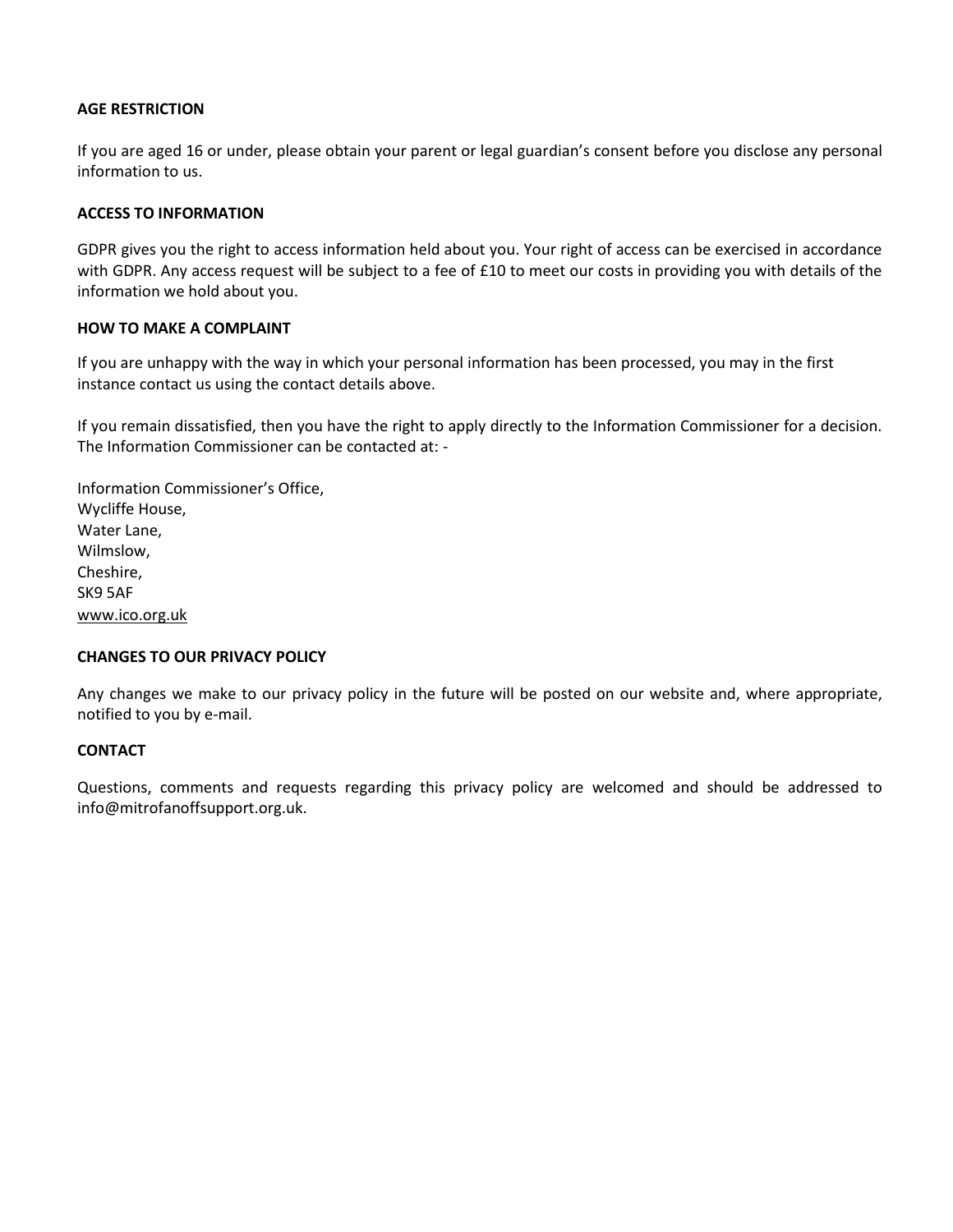**AGE RESTRICTION**

If you are aged 16 or under, please obtain your parent or legal guardian's consent before you disclose any personal information to us.

**ACCESS TO INFORMATION**

GDPR gives you the right to access information held about you. Your right of access can be exercised in accordance with GDPR. Any access request will be subject to a fee of £10 to meet our costs in providing you with details of the information we hold about you.

**HOW TO MAKE A COMPLAINT**

If you are unhappy with the way in which your personal information has been processed, you may in the first instance contact us using the contact details above.

If you remain dissatisfied, then you have the right to apply directly to the Information Commissioner for a decision. The Information Commissioner can be contacted at: -

Information Commissioner's Office,
Wycliffe House,
Water Lane,
Wilmslow,
Cheshire,
SK9 5AF
www.ico.org.uk

**CHANGES TO OUR PRIVACY POLICY**

Any changes we make to our privacy policy in the future will be posted on our website and, where appropriate, notified to you by e-mail.

**CONTACT**

Questions, comments and requests regarding this privacy policy are welcomed and should be addressed to info@mitrofanoffsupport.org.uk.